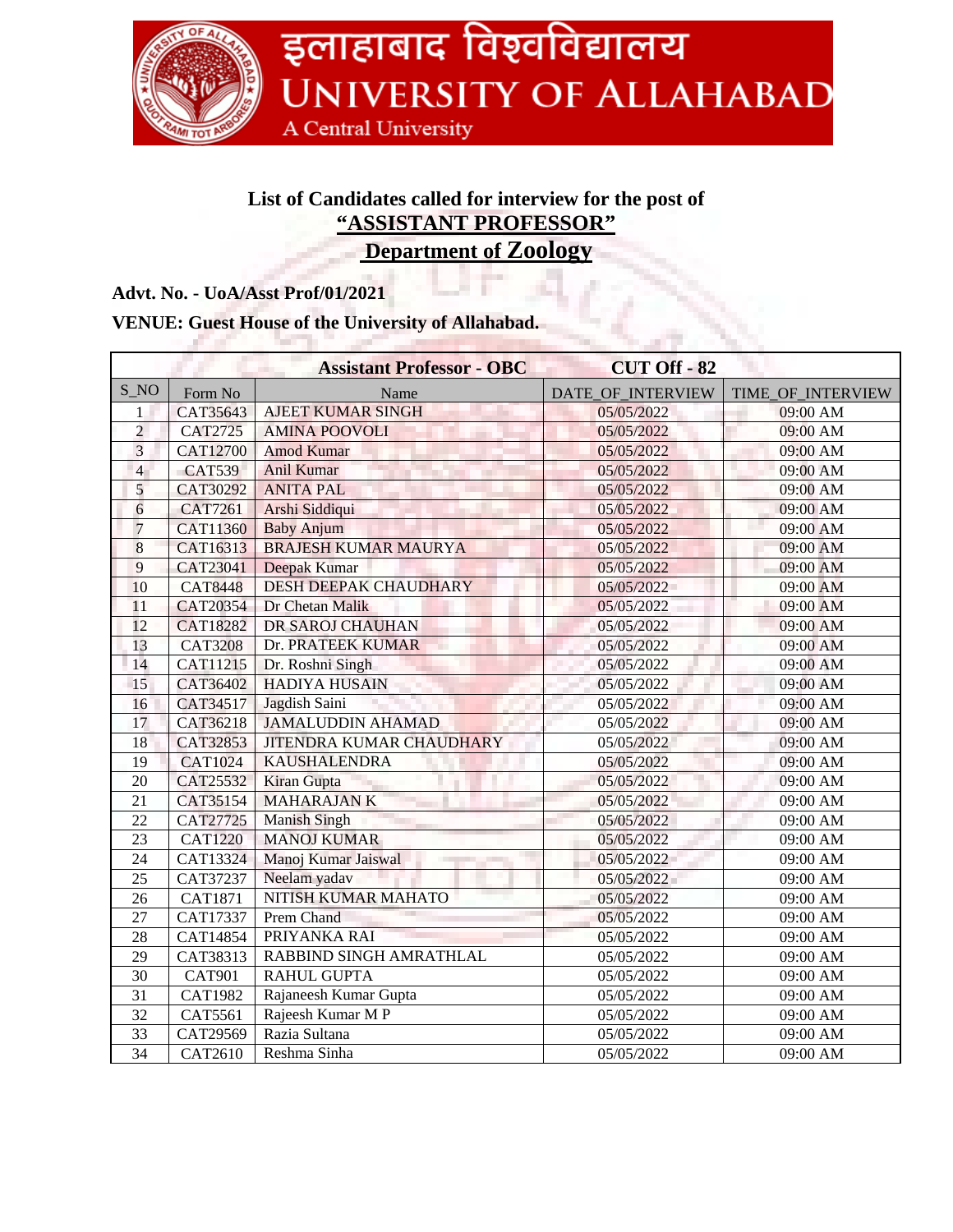इलाहाबाद विश्वविद्यालय
UNIVERSITY OF ALLAHABAD
A Central University

## List of Candidates called for interview for the post of
## "ASSISTANT PROFESSOR"
## Department of Zoology

**Advt. No. - UoA/Asst Prof/01/2021**

**VENUE: Guest House of the University of Allahabad.**

| **Assistant Professor - OBC** | | | **CUT Off - 82** | |
|---|---|---|---|---|
| S_NO | Form No | Name | DATE_OF_INTERVIEW | TIME_OF_INTERVIEW |
| 1 | CAT35643 | AJEET KUMAR SINGH | 05/05/2022 | 09:00 AM |
| 2 | CAT2725 | AMINA POOVOLI | 05/05/2022 | 09:00 AM |
| 3 | CAT12700 | Amod Kumar | 05/05/2022 | 09:00 AM |
| 4 | CAT539 | Anil Kumar | 05/05/2022 | 09:00 AM |
| 5 | CAT30292 | ANITA PAL | 05/05/2022 | 09:00 AM |
| 6 | CAT7261 | Arshi Siddiqui | 05/05/2022 | 09:00 AM |
| 7 | CAT11360 | Baby Anjum | 05/05/2022 | 09:00 AM |
| 8 | CAT16313 | BRAJESH KUMAR MAURYA | 05/05/2022 | 09:00 AM |
| 9 | CAT23041 | Deepak Kumar | 05/05/2022 | 09:00 AM |
| 10 | CAT8448 | DESH DEEPAK CHAUDHARY | 05/05/2022 | 09:00 AM |
| 11 | CAT20354 | Dr Chetan Malik | 05/05/2022 | 09:00 AM |
| 12 | CAT18282 | DR SAROJ CHAUHAN | 05/05/2022 | 09:00 AM |
| 13 | CAT3208 | Dr. PRATEEK KUMAR | 05/05/2022 | 09:00 AM |
| 14 | CAT11215 | Dr. Roshni Singh | 05/05/2022 | 09:00 AM |
| 15 | CAT36402 | HADIYA HUSAIN | 05/05/2022 | 09:00 AM |
| 16 | CAT34517 | Jagdish Saini | 05/05/2022 | 09:00 AM |
| 17 | CAT36218 | JAMALUDDIN AHAMAD | 05/05/2022 | 09:00 AM |
| 18 | CAT32853 | JITENDRA KUMAR CHAUDHARY | 05/05/2022 | 09:00 AM |
| 19 | CAT1024 | KAUSHALENDRA | 05/05/2022 | 09:00 AM |
| 20 | CAT25532 | Kiran Gupta | 05/05/2022 | 09:00 AM |
| 21 | CAT35154 | MAHARAJAN K | 05/05/2022 | 09:00 AM |
| 22 | CAT27725 | Manish Singh | 05/05/2022 | 09:00 AM |
| 23 | CAT1220 | MANOJ KUMAR | 05/05/2022 | 09:00 AM |
| 24 | CAT13324 | Manoj Kumar Jaiswal | 05/05/2022 | 09:00 AM |
| 25 | CAT37237 | Neelam yadav | 05/05/2022 | 09:00 AM |
| 26 | CAT1871 | NITISH KUMAR MAHATO | 05/05/2022 | 09:00 AM |
| 27 | CAT17337 | Prem Chand | 05/05/2022 | 09:00 AM |
| 28 | CAT14854 | PRIYANKA RAI | 05/05/2022 | 09:00 AM |
| 29 | CAT38313 | RABBIND SINGH AMRATHLAL | 05/05/2022 | 09:00 AM |
| 30 | CAT901 | RAHUL GUPTA | 05/05/2022 | 09:00 AM |
| 31 | CAT1982 | Rajaneesh Kumar Gupta | 05/05/2022 | 09:00 AM |
| 32 | CAT5561 | Rajeesh Kumar M P | 05/05/2022 | 09:00 AM |
| 33 | CAT29569 | Razia Sultana | 05/05/2022 | 09:00 AM |
| 34 | CAT2610 | Reshma Sinha | 05/05/2022 | 09:00 AM |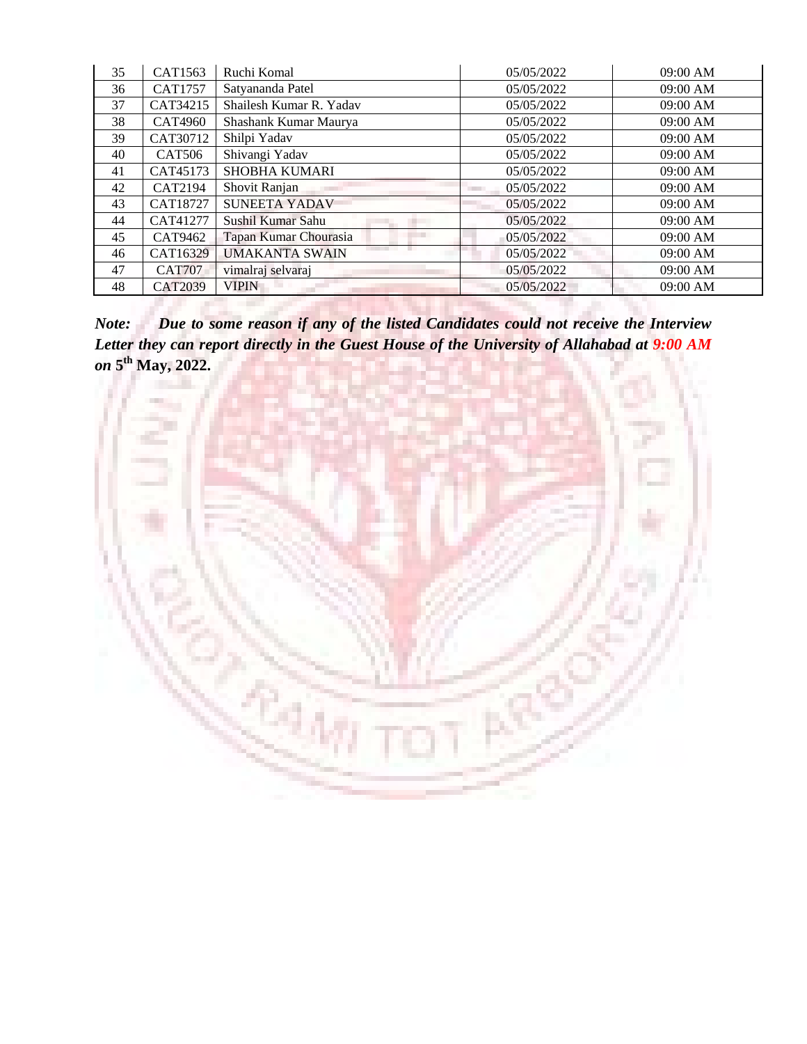| | | | | |
|---|---|---|---|---|
| 35 | CAT1563 | Ruchi Komal | 05/05/2022 | 09:00 AM |
| 36 | CAT1757 | Satyananda Patel | 05/05/2022 | 09:00 AM |
| 37 | CAT34215 | Shailesh Kumar R. Yadav | 05/05/2022 | 09:00 AM |
| 38 | CAT4960 | Shashank Kumar Maurya | 05/05/2022 | 09:00 AM |
| 39 | CAT30712 | Shilpi Yadav | 05/05/2022 | 09:00 AM |
| 40 | CAT506 | Shivangi Yadav | 05/05/2022 | 09:00 AM |
| 41 | CAT45173 | SHOBHA KUMARI | 05/05/2022 | 09:00 AM |
| 42 | CAT2194 | Shovit Ranjan | 05/05/2022 | 09:00 AM |
| 43 | CAT18727 | SUNEETA YADAV | 05/05/2022 | 09:00 AM |
| 44 | CAT41277 | Sushil Kumar Sahu | 05/05/2022 | 09:00 AM |
| 45 | CAT9462 | Tapan Kumar Chourasia | 05/05/2022 | 09:00 AM |
| 46 | CAT16329 | UMAKANTA SWAIN | 05/05/2022 | 09:00 AM |
| 47 | CAT707 | vimalraj selvaraj | 05/05/2022 | 09:00 AM |
| 48 | CAT2039 | VIPIN | 05/05/2022 | 09:00 AM |

***Note:*** ***Due to some reason if any of the listed Candidates could not receive the Interview Letter they can report directly in the Guest House of the University of Allahabad at 9:00 AM on*** **5th May, 2022.**